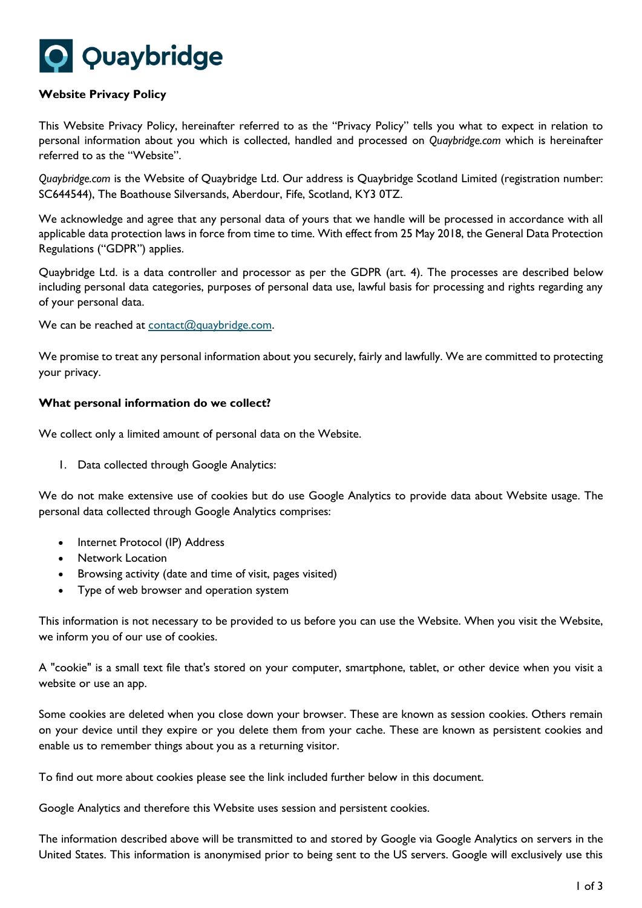# Quaybridge

**Website Privacy Policy**

This Website Privacy Policy, hereinafter referred to as the "Privacy Policy" tells you what to expect in relation to personal information about you which is collected, handled and processed on *Quaybridge.com* which is hereinafter referred to as the "Website".

*Quaybridge.com* is the Website of Quaybridge Ltd. Our address is Quaybridge Scotland Limited (registration number: SC644544), The Boathouse Silversands, Aberdour, Fife, Scotland, KY3 0TZ.

We acknowledge and agree that any personal data of yours that we handle will be processed in accordance with all applicable data protection laws in force from time to time. With effect from 25 May 2018, the General Data Protection Regulations ("GDPR") applies.

Quaybridge Ltd. is a data controller and processor as per the GDPR (art. 4). The processes are described below including personal data categories, purposes of personal data use, lawful basis for processing and rights regarding any of your personal data.

We can be reached at contact@quaybridge.com.

We promise to treat any personal information about you securely, fairly and lawfully. We are committed to protecting your privacy.

**What personal information do we collect?**

We collect only a limited amount of personal data on the Website.

1. Data collected through Google Analytics:

We do not make extensive use of cookies but do use Google Analytics to provide data about Website usage. The personal data collected through Google Analytics comprises:

- Internet Protocol (IP) Address
- Network Location
- Browsing activity (date and time of visit, pages visited)
- Type of web browser and operation system

This information is not necessary to be provided to us before you can use the Website. When you visit the Website, we inform you of our use of cookies.

A "cookie" is a small text file that's stored on your computer, smartphone, tablet, or other device when you visit a website or use an app.

Some cookies are deleted when you close down your browser. These are known as session cookies. Others remain on your device until they expire or you delete them from your cache. These are known as persistent cookies and enable us to remember things about you as a returning visitor.

To find out more about cookies please see the link included further below in this document.

Google Analytics and therefore this Website uses session and persistent cookies.

The information described above will be transmitted to and stored by Google via Google Analytics on servers in the United States. This information is anonymised prior to being sent to the US servers. Google will exclusively use this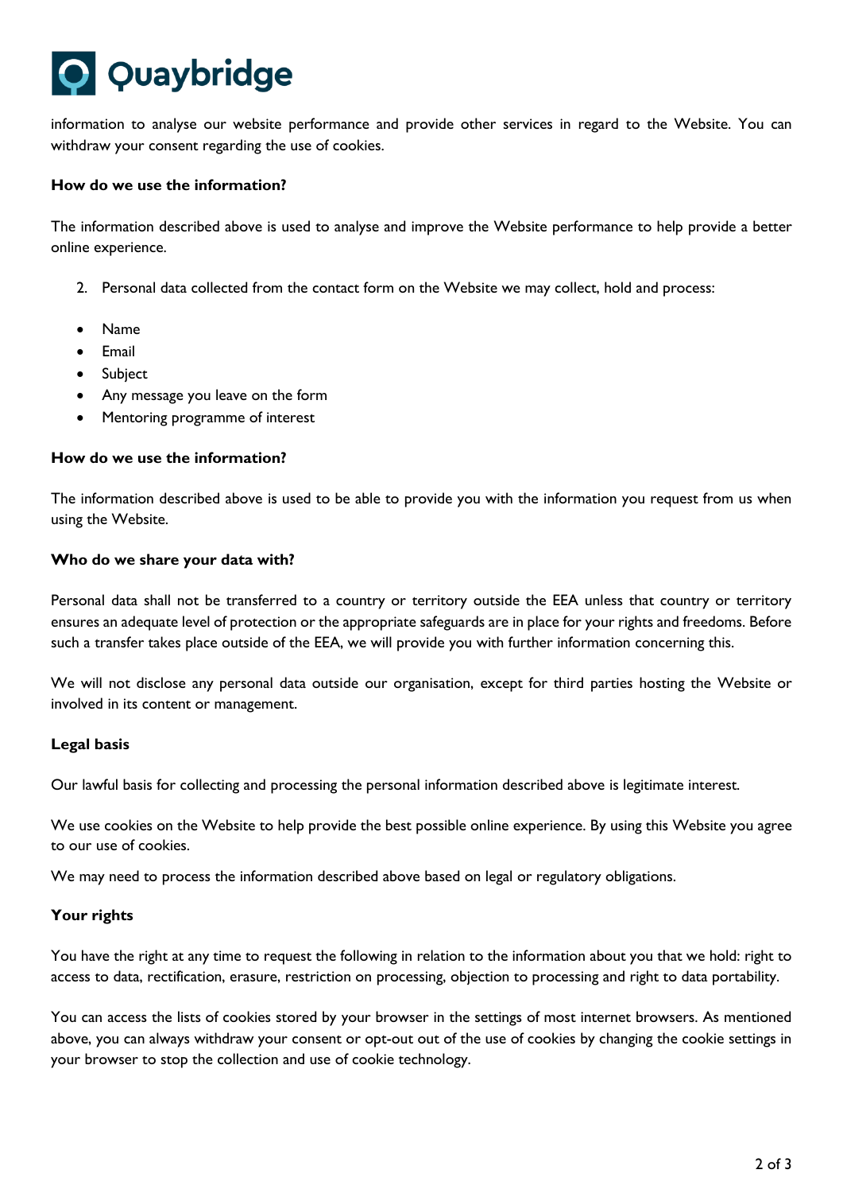information to analyse our website performance and provide other services in regard to the Website. You can withdraw your consent regarding the use of cookies.

**How do we use the information?**

The information described above is used to analyse and improve the Website performance to help provide a better online experience.

2. Personal data collected from the contact form on the Website we may collect, hold and process:

- Name
- Email
- Subject
- Any message you leave on the form
- Mentoring programme of interest

**How do we use the information?**

The information described above is used to be able to provide you with the information you request from us when using the Website.

**Who do we share your data with?**

Personal data shall not be transferred to a country or territory outside the EEA unless that country or territory ensures an adequate level of protection or the appropriate safeguards are in place for your rights and freedoms. Before such a transfer takes place outside of the EEA, we will provide you with further information concerning this.

We will not disclose any personal data outside our organisation, except for third parties hosting the Website or involved in its content or management.

**Legal basis**

Our lawful basis for collecting and processing the personal information described above is legitimate interest.

We use cookies on the Website to help provide the best possible online experience. By using this Website you agree to our use of cookies.

We may need to process the information described above based on legal or regulatory obligations.

**Your rights**

You have the right at any time to request the following in relation to the information about you that we hold: right to access to data, rectification, erasure, restriction on processing, objection to processing and right to data portability.

You can access the lists of cookies stored by your browser in the settings of most internet browsers. As mentioned above, you can always withdraw your consent or opt-out out of the use of cookies by changing the cookie settings in your browser to stop the collection and use of cookie technology.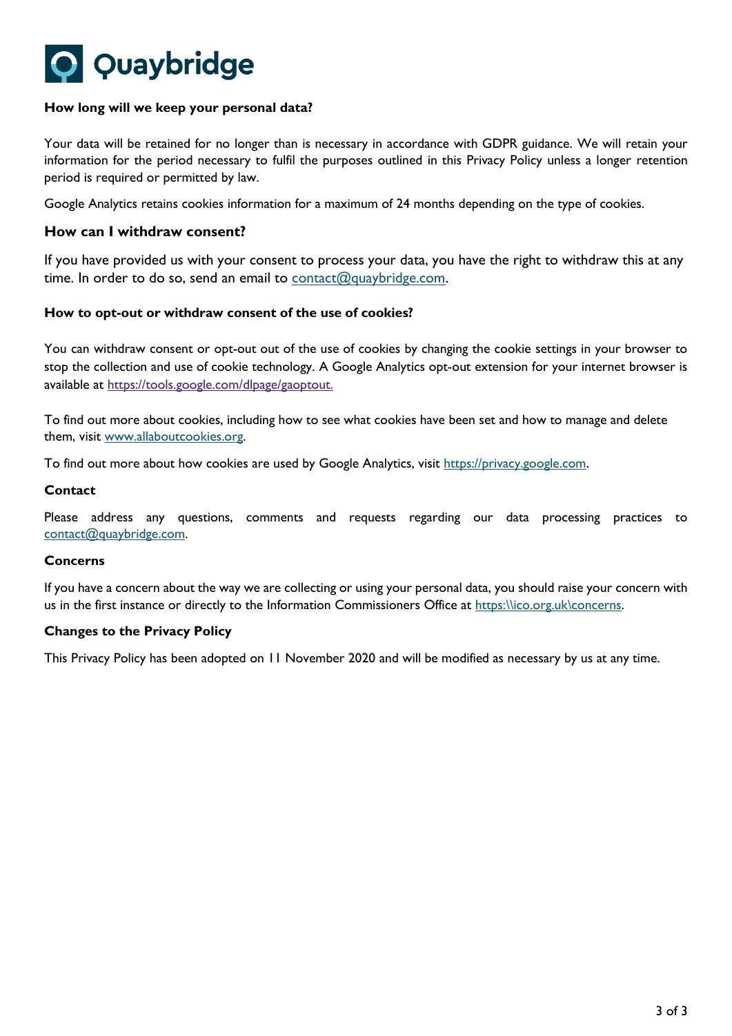Quaybridge

### How long will we keep your personal data?

Your data will be retained for no longer than is necessary in accordance with GDPR guidance. We will retain your information for the period necessary to fulfil the purposes outlined in this Privacy Policy unless a longer retention period is required or permitted by law.

Google Analytics retains cookies information for a maximum of 24 months depending on the type of cookies.

### How can I withdraw consent?

If you have provided us with your consent to process your data, you have the right to withdraw this at any time. In order to do so, send an email to contact@quaybridge.com.

### How to opt-out or withdraw consent of the use of cookies?

You can withdraw consent or opt-out out of the use of cookies by changing the cookie settings in your browser to stop the collection and use of cookie technology. A Google Analytics opt-out extension for your internet browser is available at https://tools.google.com/dlpage/gaoptout.

To find out more about cookies, including how to see what cookies have been set and how to manage and delete them, visit www.allaboutcookies.org.

To find out more about how cookies are used by Google Analytics, visit https://privacy.google.com.

### Contact

Please address any questions, comments and requests regarding our data processing practices to contact@quaybridge.com.

### Concerns

If you have a concern about the way we are collecting or using your personal data, you should raise your concern with us in the first instance or directly to the Information Commissioners Office at https:\\ico.org.uk\concerns.

### Changes to the Privacy Policy

This Privacy Policy has been adopted on 11 November 2020 and will be modified as necessary by us at any time.